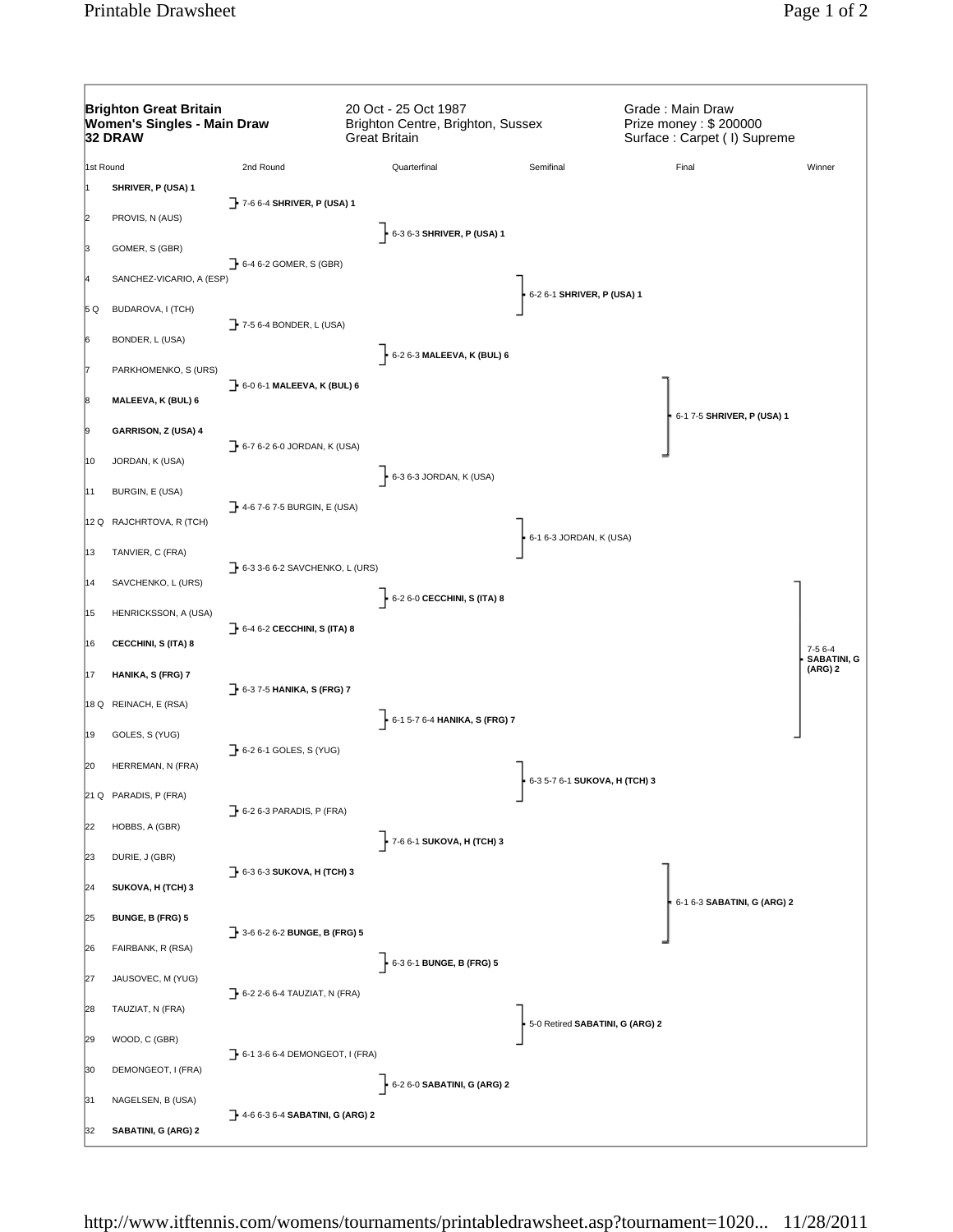**Brighton Great Britain**
**Women's Singles - Main Draw**
**32 DRAW**

20 Oct - 25 Oct 1987
Brighton Centre, Brighton, Sussex
Great Britain

Grade : Main Draw
Prize money : $ 200000
Surface : Carpet ( I) Supreme

| 1st Round | 2nd Round | Quarterfinal | Semifinal | Final | Winner |
|---|---|---|---|---|---|
| 1 **SHRIVER, P (USA) 1** | 7-6 6-4 **SHRIVER, P (USA) 1** | 6-3 6-3 **SHRIVER, P (USA) 1** | 6-2 6-1 **SHRIVER, P (USA) 1** | 6-1 7-5 **SHRIVER, P (USA) 1** | 7-5 6-4 **SABATINI, G (ARG) 2** |
| 2 PROVIS, N (AUS) | | | | | |
| 3 GOMER, S (GBR) | 6-4 6-2 GOMER, S (GBR) | | | | |
| 4 SANCHEZ-VICARIO, A (ESP) | | | | | |
| 5 Q BUDAROVA, I (TCH) | 7-5 6-4 BONDER, L (USA) | 6-2 6-3 **MALEEVA, K (BUL) 6** | | | |
| 6 BONDER, L (USA) | | | | | |
| 7 PARKHOMENKO, S (URS) | 6-0 6-1 **MALEEVA, K (BUL) 6** | | | | |
| 8 **MALEEVA, K (BUL) 6** | | | | | |
| 9 **GARRISON, Z (USA) 4** | 6-7 6-2 6-0 JORDAN, K (USA) | 6-3 6-3 JORDAN, K (USA) | 6-1 6-3 JORDAN, K (USA) | | |
| 10 JORDAN, K (USA) | | | | | |
| 11 BURGIN, E (USA) | 4-6 7-6 7-5 BURGIN, E (USA) | | | | |
| 12 Q RAJCHRTOVA, R (TCH) | | | | | |
| 13 TANVIER, C (FRA) | 6-3 3-6 6-2 SAVCHENKO, L (URS) | 6-2 6-0 **CECCHINI, S (ITA) 8** | | | |
| 14 SAVCHENKO, L (URS) | | | | | |
| 15 HENRICKSSON, A (USA) | 6-4 6-2 **CECCHINI, S (ITA) 8** | | | | |
| 16 **CECCHINI, S (ITA) 8** | | | | | |
| 17 **HANIKA, S (FRG) 7** | 6-3 7-5 **HANIKA, S (FRG) 7** | 6-1 5-7 6-4 **HANIKA, S (FRG) 7** | 6-3 5-7 6-1 **SUKOVA, H (TCH) 3** | 6-1 6-3 **SABATINI, G (ARG) 2** | |
| 18 Q REINACH, E (RSA) | | | | | |
| 19 GOLES, S (YUG) | 6-2 6-1 GOLES, S (YUG) | | | | |
| 20 HERREMAN, N (FRA) | | | | | |
| 21 Q PARADIS, P (FRA) | 6-2 6-3 PARADIS, P (FRA) | 7-6 6-1 **SUKOVA, H (TCH) 3** | | | |
| 22 HOBBS, A (GBR) | | | | | |
| 23 DURIE, J (GBR) | 6-3 6-3 **SUKOVA, H (TCH) 3** | | | | |
| 24 **SUKOVA, H (TCH) 3** | | | | | |
| 25 **BUNGE, B (FRG) 5** | 3-6 6-2 6-2 **BUNGE, B (FRG) 5** | 6-3 6-1 **BUNGE, B (FRG) 5** | 5-0 Retired **SABATINI, G (ARG) 2** | | |
| 26 FAIRBANK, R (RSA) | | | | | |
| 27 JAUSOVEC, M (YUG) | 6-2 2-6 6-4 TAUZIAT, N (FRA) | | | | |
| 28 TAUZIAT, N (FRA) | | | | | |
| 29 WOOD, C (GBR) | 6-1 3-6 6-4 DEMONGEOT, I (FRA) | 6-2 6-0 **SABATINI, G (ARG) 2** | | | |
| 30 DEMONGEOT, I (FRA) | | | | | |
| 31 NAGELSEN, B (USA) | 4-6 6-3 6-4 **SABATINI, G (ARG) 2** | | | | |
| 32 **SABATINI, G (ARG) 2** | | | | | |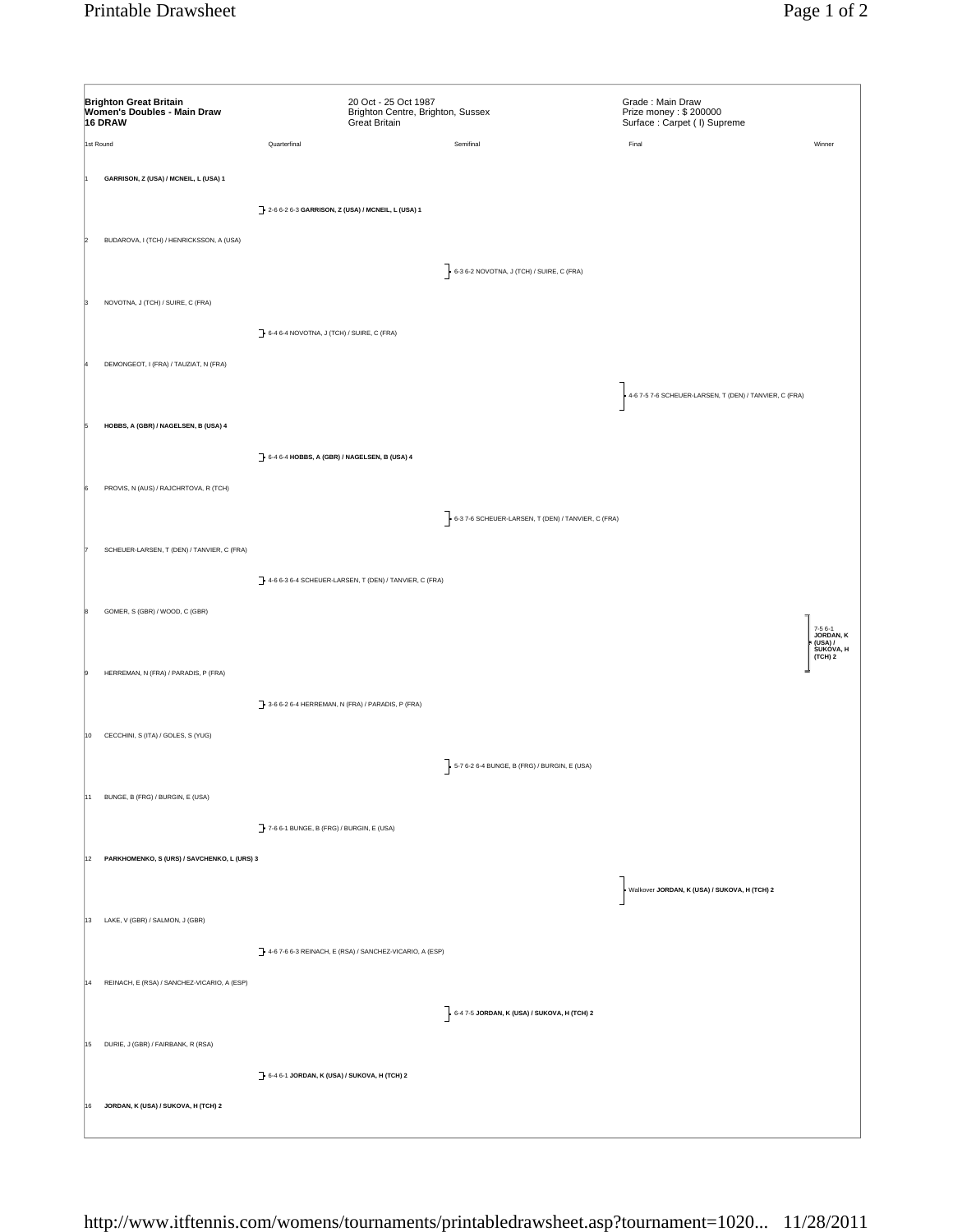**Brighton Great Britain**
**Women's Doubles - Main Draw**
**16 DRAW**

20 Oct - 25 Oct 1987
Brighton Centre, Brighton, Sussex
Great Britain

Grade : Main Draw
Prize money : $ 200000
Surface : Carpet ( I) Supreme

| | 1st Round | Quarterfinal | Semifinal | Final | Winner |
|---|---|---|---|---|---|
| 1 | **GARRISON, Z (USA) / MCNEIL, L (USA) 1** | 2-6 6-2 6-3 **GARRISON, Z (USA) / MCNEIL, L (USA) 1** | 6-3 6-2 NOVOTNA, J (TCH) / SUIRE, C (FRA) | 4-6 7-5 7-6 SCHEUER-LARSEN, T (DEN) / TANVIER, C (FRA) | 7-5 6-1 **JORDAN, K (USA) / SUKOVA, H (TCH) 2** |
| 2 | BUDAROVA, I (TCH) / HENRICKSSON, A (USA) | | | | |
| 3 | NOVOTNA, J (TCH) / SUIRE, C (FRA) | 6-4 6-4 NOVOTNA, J (TCH) / SUIRE, C (FRA) | | | |
| 4 | DEMONGEOT, I (FRA) / TAUZIAT, N (FRA) | | | | |
| 5 | **HOBBS, A (GBR) / NAGELSEN, B (USA) 4** | 6-4 6-4 **HOBBS, A (GBR) / NAGELSEN, B (USA) 4** | 6-3 7-6 SCHEUER-LARSEN, T (DEN) / TANVIER, C (FRA) | | |
| 6 | PROVIS, N (AUS) / RAJCHRTOVA, R (TCH) | | | | |
| 7 | SCHEUER-LARSEN, T (DEN) / TANVIER, C (FRA) | 4-6 6-3 6-4 SCHEUER-LARSEN, T (DEN) / TANVIER, C (FRA) | | | |
| 8 | GOMER, S (GBR) / WOOD, C (GBR) | | | | |
| 9 | HERREMAN, N (FRA) / PARADIS, P (FRA) | 3-6 6-2 6-4 HERREMAN, N (FRA) / PARADIS, P (FRA) | 5-7 6-2 6-4 BUNGE, B (FRG) / BURGIN, E (USA) | Walkover **JORDAN, K (USA) / SUKOVA, H (TCH) 2** | |
| 10 | CECCHINI, S (ITA) / GOLES, S (YUG) | | | | |
| 11 | BUNGE, B (FRG) / BURGIN, E (USA) | 7-6 6-1 BUNGE, B (FRG) / BURGIN, E (USA) | | | |
| 12 | **PARKHOMENKO, S (URS) / SAVCHENKO, L (URS) 3** | | | | |
| 13 | LAKE, V (GBR) / SALMON, J (GBR) | 4-6 7-6 6-3 REINACH, E (RSA) / SANCHEZ-VICARIO, A (ESP) | 6-4 7-5 **JORDAN, K (USA) / SUKOVA, H (TCH) 2** | | |
| 14 | REINACH, E (RSA) / SANCHEZ-VICARIO, A (ESP) | | | | |
| 15 | DURIE, J (GBR) / FAIRBANK, R (RSA) | 6-4 6-1 **JORDAN, K (USA) / SUKOVA, H (TCH) 2** | | | |
| 16 | **JORDAN, K (USA) / SUKOVA, H (TCH) 2** | | | | |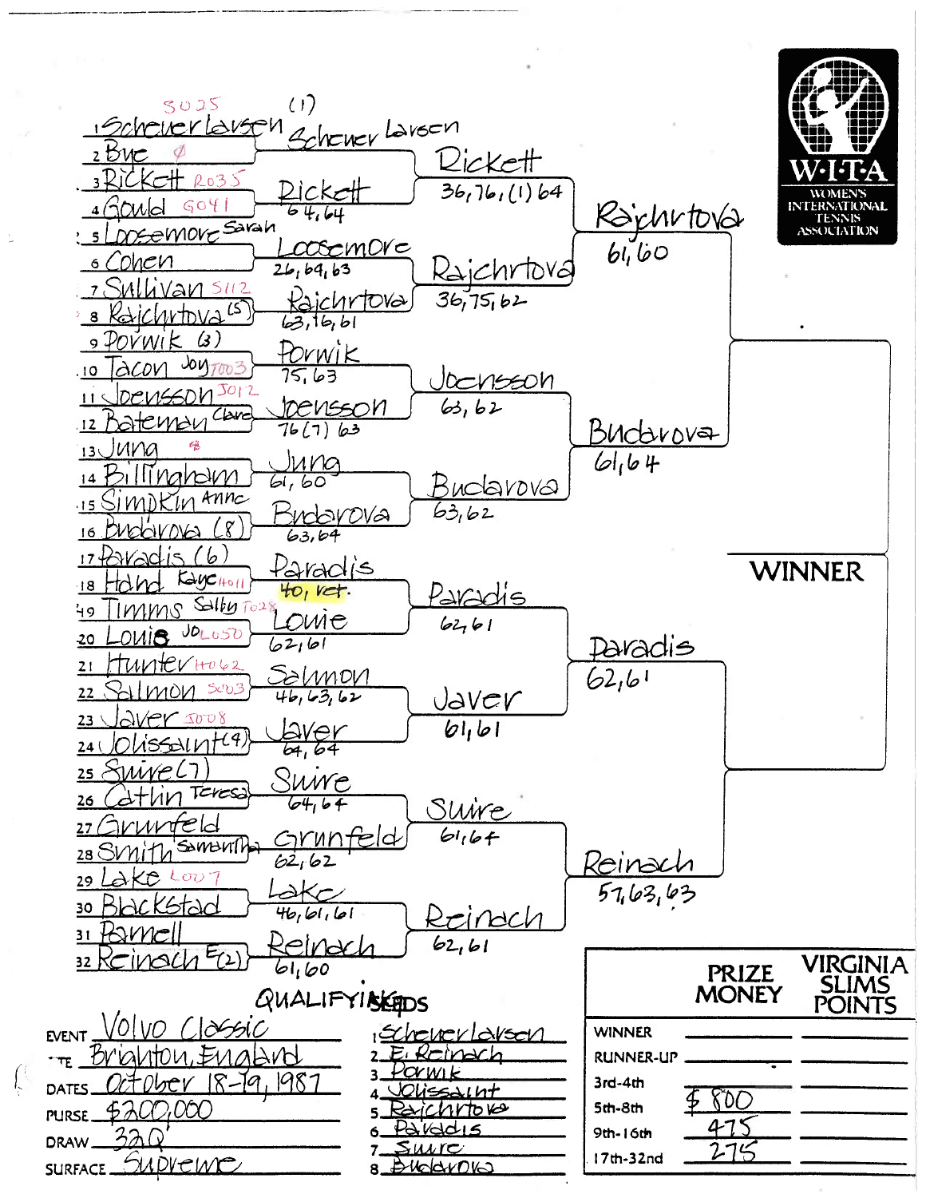W·I·T·A
WOMEN'S INTERNATIONAL TENNIS ASSOCIATION

## Draw

**First Round**

1 Scheuer Larsen S025 (1)
2 Bye ∅
3 Rickett R035
4 Gould G041
5 Loosemore Sarah
6 Cohen
7 Sullivan S112
8 Rajchrtova (5)
9 Porwik (3)
10 Tacon Joy T003
11 Joensson J012
12 Bateman Clare
13 Jung
14 Billingham
15 Simpkin Anne
16 Budarova (8)
17 Paradis (6)
18 Hand Kaye H011
19 Timms Sally T028
20 Louis Jo L050
21 Hunter H062
22 Salmon S003
23 Javer J008
24 Jolissaint (4)
25 Suire (7)
26 Catlin Teresa
27 Grunfeld
28 Smith Samantha
29 Lake L007
30 Blackstad
31 Parnell
32 Reinach E (2)

**Second Round**

- Scheuer Larsen
- Rickett 64,64
- Loosemore 26,64,63
- Rajchrtova 63,16,61
- Porwik 75,63
- Joensson 76(7) 63
- Jung 61,60
- Budarova 63,64
- Paradis 40, ret.
- Louie 62,61
- Salmon 46,63,62
- Javer 64,64
- Suire 64,64
- Grunfeld 62,62
- Lake 46,61,61
- Reinach 61,60

**Quarterfinals**

- Rickett 36,76,(1) 64
- Rajchrtova 36,75,62
- Joensson 63,62
- Budarova 63,62
- Paradis 62,61
- Javer 61,61
- Suire 61,64
- Reinach 62,61

**Semifinals**

- Rajchrtova 61,60
- Budarova 61,64
- Paradis 62,61
- Reinach 57,63,63

**WINNER**

QUALIFYING

EVENT Volvo Classic
SITE Brighton, England
DATES October 18-19, 1987
PURSE $200,000
DRAW 32Q
SURFACE Supreme

## SEEDS

1. Scheuer Larsen
2. E. Reinach
3. Porwik
4. Jolissaint
5. Rajchrtova
6. Paradis
7. Suire
8. Budarova

| | PRIZE MONEY | VIRGINIA SLIMS POINTS |
|---|---|---|
| WINNER | | |
| RUNNER-UP | | |
| 3rd-4th | | |
| 5th-8th | $ 800 | |
| 9th-16th | 475 | |
| 17th-32nd | 275 | |